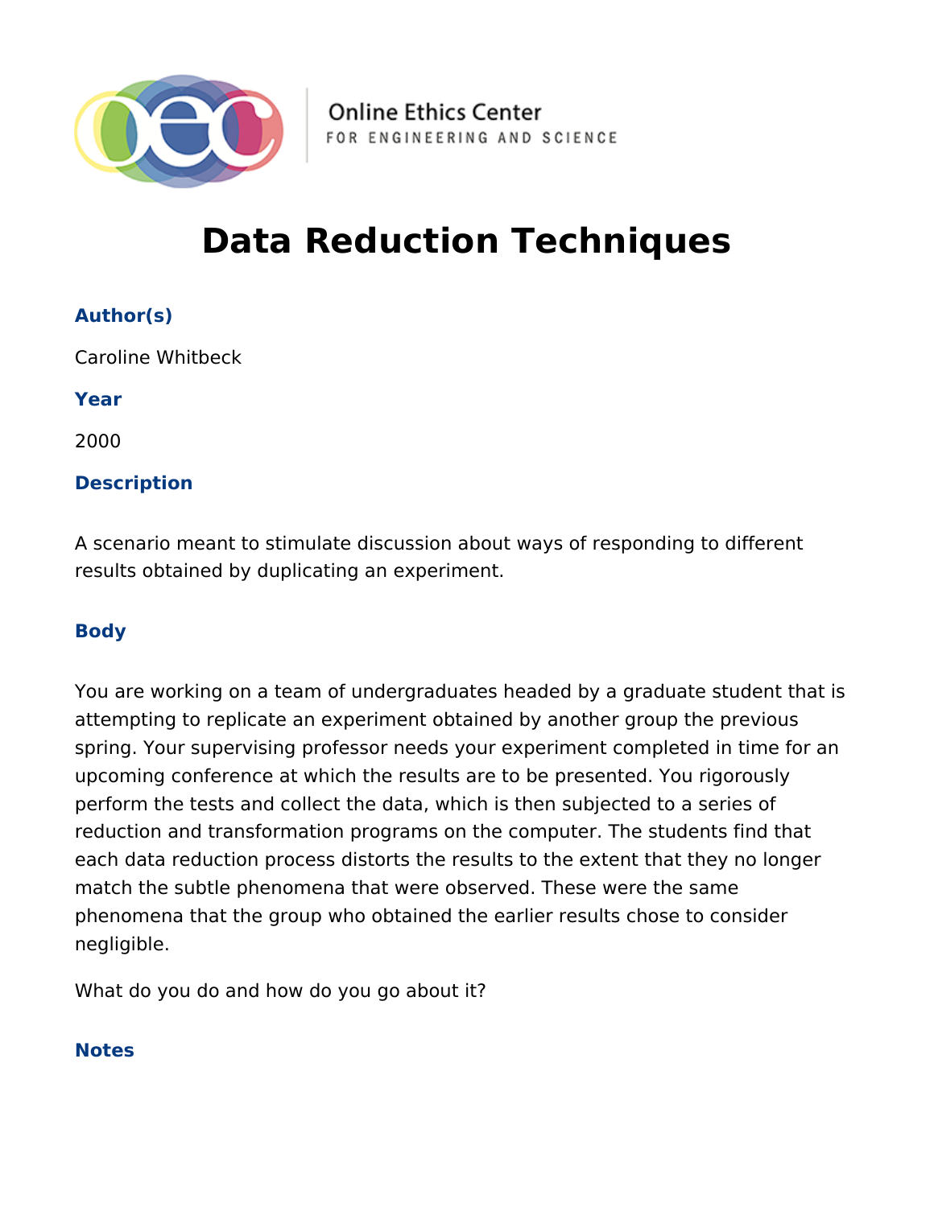Online Ethics Center
FOR ENGINEERING AND SCIENCE

# Data Reduction Techniques

### Author(s)

Caroline Whitbeck

### Year

2000

### Description

A scenario meant to stimulate discussion about ways of responding to different results obtained by duplicating an experiment.

### Body

You are working on a team of undergraduates headed by a graduate student that is attempting to replicate an experiment obtained by another group the previous spring. Your supervising professor needs your experiment completed in time for an upcoming conference at which the results are to be presented. You rigorously perform the tests and collect the data, which is then subjected to a series of reduction and transformation programs on the computer. The students find that each data reduction process distorts the results to the extent that they no longer match the subtle phenomena that were observed. These were the same phenomena that the group who obtained the earlier results chose to consider negligible.

What do you do and how do you go about it?

### Notes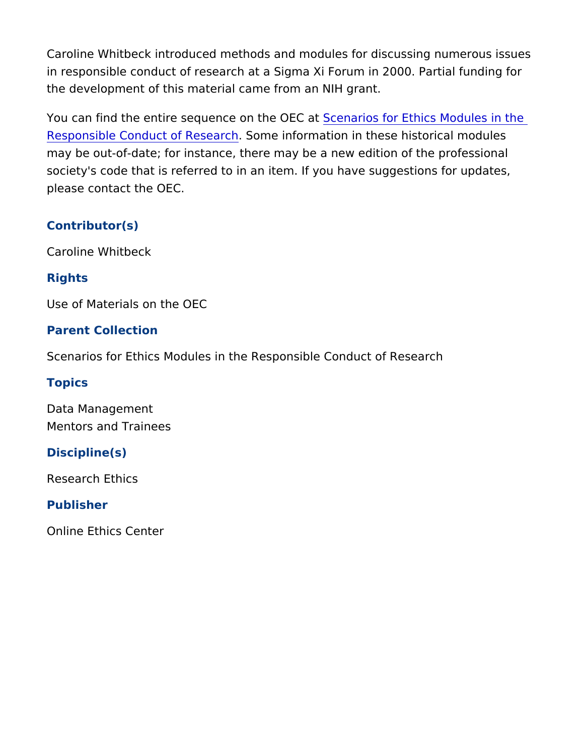Caroline Whitbeck introduced methods and modules for discussing numerous issues in responsible conduct of research at a Sigma Xi Forum in 2000. Partial funding for the development of this material came from an NIH grant.

You can find the entire sequence on the OEC at Scenarios for Ethics Modules in the Responsible Conduct of Research. Some information in these historical modules may be out-of-date; for instance, there may be a new edition of the professional society's code that is referred to in an item. If you have suggestions for updates, please contact the OEC.

### Contributor(s)

Caroline Whitbeck

### Rights

Use of Materials on the OEC

### Parent Collection

Scenarios for Ethics Modules in the Responsible Conduct of Research

### Topics

Data Management
Mentors and Trainees

### Discipline(s)

Research Ethics

### Publisher

Online Ethics Center